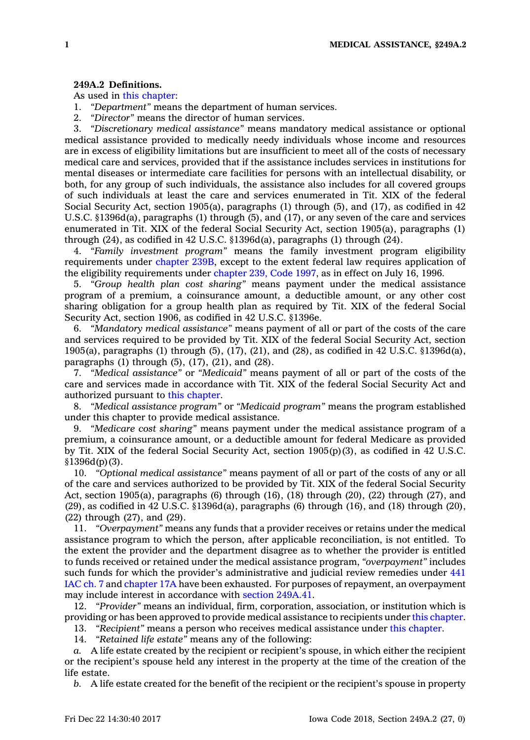**249A.2 Definitions.**

As used in this chapter:

1. *"Department"* means the department of human services.
2. *"Director"* means the director of human services.
3. *"Discretionary medical assistance"* means mandatory medical assistance or optional medical assistance provided to medically needy individuals whose income and resources are in excess of eligibility limitations but are insufficient to meet all of the costs of necessary medical care and services, provided that if the assistance includes services in institutions for mental diseases or intermediate care facilities for persons with an intellectual disability, or both, for any group of such individuals, the assistance also includes for all covered groups of such individuals at least the care and services enumerated in Tit. XIX of the federal Social Security Act, section 1905(a), paragraphs (1) through (5), and (17), as codified in 42 U.S.C. §1396d(a), paragraphs (1) through (5), and (17), or any seven of the care and services enumerated in Tit. XIX of the federal Social Security Act, section 1905(a), paragraphs (1) through (24), as codified in 42 U.S.C. §1396d(a), paragraphs (1) through (24).
4. *"Family investment program"* means the family investment program eligibility requirements under chapter 239B, except to the extent federal law requires application of the eligibility requirements under chapter 239, Code 1997, as in effect on July 16, 1996.
5. *"Group health plan cost sharing"* means payment under the medical assistance program of a premium, a coinsurance amount, a deductible amount, or any other cost sharing obligation for a group health plan as required by Tit. XIX of the federal Social Security Act, section 1906, as codified in 42 U.S.C. §1396e.
6. *"Mandatory medical assistance"* means payment of all or part of the costs of the care and services required to be provided by Tit. XIX of the federal Social Security Act, section 1905(a), paragraphs (1) through (5), (17), (21), and (28), as codified in 42 U.S.C. §1396d(a), paragraphs (1) through (5), (17), (21), and (28).
7. *"Medical assistance"* or *"Medicaid"* means payment of all or part of the costs of the care and services made in accordance with Tit. XIX of the federal Social Security Act and authorized pursuant to this chapter.
8. *"Medical assistance program"* or *"Medicaid program"* means the program established under this chapter to provide medical assistance.
9. *"Medicare cost sharing"* means payment under the medical assistance program of a premium, a coinsurance amount, or a deductible amount for federal Medicare as provided by Tit. XIX of the federal Social Security Act, section 1905(p)(3), as codified in 42 U.S.C. §1396d(p)(3).
10. *"Optional medical assistance"* means payment of all or part of the costs of any or all of the care and services authorized to be provided by Tit. XIX of the federal Social Security Act, section 1905(a), paragraphs (6) through (16), (18) through (20), (22) through (27), and (29), as codified in 42 U.S.C. §1396d(a), paragraphs (6) through (16), and (18) through (20), (22) through (27), and (29).
11. *"Overpayment"* means any funds that a provider receives or retains under the medical assistance program to which the person, after applicable reconciliation, is not entitled. To the extent the provider and the department disagree as to whether the provider is entitled to funds received or retained under the medical assistance program, *"overpayment"* includes such funds for which the provider's administrative and judicial review remedies under 441 IAC ch. 7 and chapter 17A have been exhausted. For purposes of repayment, an overpayment may include interest in accordance with section 249A.41.
12. *"Provider"* means an individual, firm, corporation, association, or institution which is providing or has been approved to provide medical assistance to recipients under this chapter.
13. *"Recipient"* means a person who receives medical assistance under this chapter.
14. *"Retained life estate"* means any of the following:

*a.* A life estate created by the recipient or recipient's spouse, in which either the recipient or the recipient's spouse held any interest in the property at the time of the creation of the life estate.

*b.* A life estate created for the benefit of the recipient or the recipient's spouse in property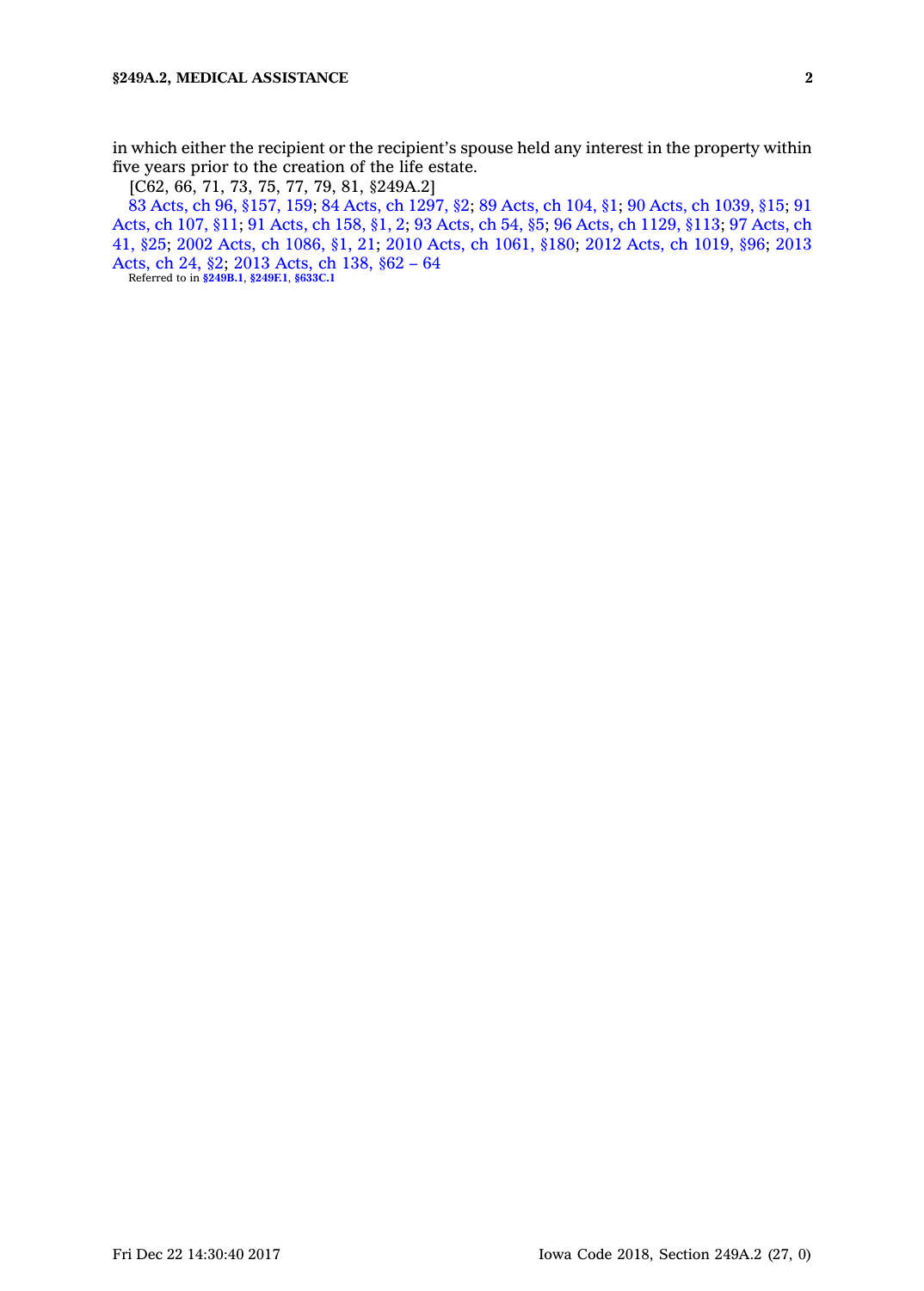in which either the recipient or the recipient's spouse held any interest in the property within five years prior to the creation of the life estate.

[C62, 66, 71, 73, 75, 77, 79, 81, §249A.2]

83 Acts, ch 96, §157, 159; 84 Acts, ch 1297, §2; 89 Acts, ch 104, §1; 90 Acts, ch 1039, §15; 91 Acts, ch 107, §11; 91 Acts, ch 158, §1, 2; 93 Acts, ch 54, §5; 96 Acts, ch 1129, §113; 97 Acts, ch 41, §25; 2002 Acts, ch 1086, §1, 21; 2010 Acts, ch 1061, §180; 2012 Acts, ch 1019, §96; 2013 Acts, ch 24, §2; 2013 Acts, ch 138, §62 – 64

Referred to in §249B.1, §249F.1, §633C.1